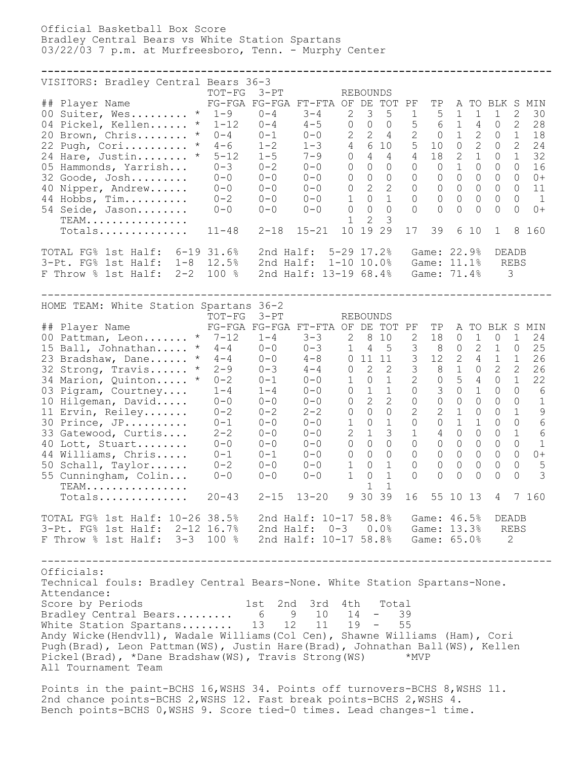Official Basketball Box Score
Bradley Central Bears vs White Station Spartans
03/22/03 7 p.m. at Murfreesboro, Tenn. - Murphy Center

---

VISITORS: Bradley Central Bears 36-3

| ## | Player Name | | TOT-FG FG-FGA | 3-PT FG-FGA | FT-FTA | REBOUNDS OF | DE | TOT | PF | TP | A | TO | BLK | S | MIN |
|---|---|---|---|---|---|---|---|---|---|---|---|---|---|---|---|
| 00 | Suiter, Wes......... | * | 1-9 | 0-4 | 3-4 | 2 | 3 | 5 | 1 | 5 | 1 | 1 | 1 | 2 | 30 |
| 04 | Pickel, Kellen...... | * | 1-12 | 0-4 | 4-5 | 0 | 0 | 0 | 5 | 6 | 1 | 4 | 0 | 2 | 28 |
| 20 | Brown, Chris........ | * | 0-4 | 0-1 | 0-0 | 2 | 2 | 4 | 2 | 0 | 1 | 2 | 0 | 1 | 18 |
| 22 | Pugh, Cori.......... | * | 4-6 | 1-2 | 1-3 | 4 | 6 | 10 | 5 | 10 | 0 | 2 | 0 | 2 | 24 |
| 24 | Hare, Justin........ | * | 5-12 | 1-5 | 7-9 | 0 | 4 | 4 | 4 | 18 | 2 | 1 | 0 | 1 | 32 |
| 05 | Hammonds, Yarrish... | | 0-3 | 0-2 | 0-0 | 0 | 0 | 0 | 0 | 0 | 1 | 0 | 0 | 0 | 16 |
| 32 | Goode, Josh......... | | 0-0 | 0-0 | 0-0 | 0 | 0 | 0 | 0 | 0 | 0 | 0 | 0 | 0 | 0+ |
| 40 | Nipper, Andrew...... | | 0-0 | 0-0 | 0-0 | 0 | 2 | 2 | 0 | 0 | 0 | 0 | 0 | 0 | 11 |
| 44 | Hobbs, Tim.......... | | 0-2 | 0-0 | 0-0 | 1 | 0 | 1 | 0 | 0 | 0 | 0 | 0 | 0 | 1 |
| 54 | Seide, Jason........ | | 0-0 | 0-0 | 0-0 | 0 | 0 | 0 | 0 | 0 | 0 | 0 | 0 | 0 | 0+ |
| | TEAM................ | | | | | 1 | 2 | 3 | | | | | | | |
| | Totals.............. | | 11-48 | 2-18 | 15-21 | 10 | 19 | 29 | 17 | 39 | 6 | 10 | 1 | 8 | 160 |

TOTAL FG% 1st Half: 6-19 31.6% 2nd Half: 5-29 17.2% Game: 22.9% DEADB
3-Pt. FG% 1st Half: 1-8 12.5% 2nd Half: 1-10 10.0% Game: 11.1% REBS
F Throw % 1st Half: 2-2 100 % 2nd Half: 13-19 68.4% Game: 71.4% 3

---

HOME TEAM: White Station Spartans 36-2

| ## | Player Name | | TOT-FG FG-FGA | 3-PT FG-FGA | FT-FTA | REBOUNDS OF | DE | TOT | PF | TP | A | TO | BLK | S | MIN |
|---|---|---|---|---|---|---|---|---|---|---|---|---|---|---|---|
| 00 | Pattman, Leon....... | * | 7-12 | 1-4 | 3-3 | 2 | 8 | 10 | 2 | 18 | 0 | 1 | 0 | 1 | 24 |
| 15 | Ball, Johnathan..... | * | 4-4 | 0-0 | 0-3 | 1 | 4 | 5 | 3 | 8 | 0 | 2 | 1 | 0 | 25 |
| 23 | Bradshaw, Dane...... | * | 4-4 | 0-0 | 4-8 | 0 | 11 | 11 | 3 | 12 | 2 | 4 | 1 | 1 | 26 |
| 32 | Strong, Travis...... | * | 2-9 | 0-3 | 4-4 | 0 | 2 | 2 | 3 | 8 | 1 | 0 | 2 | 2 | 26 |
| 34 | Marion, Quinton..... | * | 0-2 | 0-1 | 0-0 | 1 | 0 | 1 | 2 | 0 | 5 | 4 | 0 | 1 | 22 |
| 03 | Pigram, Courtney.... | | 1-4 | 1-4 | 0-0 | 0 | 1 | 1 | 0 | 3 | 0 | 1 | 0 | 0 | 6 |
| 10 | Hilgeman, David..... | | 0-0 | 0-0 | 0-0 | 0 | 2 | 2 | 0 | 0 | 0 | 0 | 0 | 0 | 1 |
| 11 | Ervin, Reiley....... | | 0-2 | 0-2 | 2-2 | 0 | 0 | 0 | 2 | 2 | 1 | 0 | 0 | 1 | 9 |
| 30 | Prince, JP.......... | | 0-1 | 0-0 | 0-0 | 1 | 0 | 1 | 0 | 0 | 1 | 1 | 0 | 0 | 6 |
| 33 | Gatewood, Curtis.... | | 2-2 | 0-0 | 0-0 | 2 | 1 | 3 | 1 | 4 | 0 | 0 | 0 | 1 | 6 |
| 40 | Lott, Stuart........ | | 0-0 | 0-0 | 0-0 | 0 | 0 | 0 | 0 | 0 | 0 | 0 | 0 | 0 | 1 |
| 44 | Williams, Chris..... | | 0-1 | 0-1 | 0-0 | 0 | 0 | 0 | 0 | 0 | 0 | 0 | 0 | 0 | 0+ |
| 50 | Schall, Taylor...... | | 0-2 | 0-0 | 0-0 | 1 | 0 | 1 | 0 | 0 | 0 | 0 | 0 | 0 | 5 |
| 55 | Cunningham, Colin... | | 0-0 | 0-0 | 0-0 | 1 | 0 | 1 | 0 | 0 | 0 | 0 | 0 | 0 | 3 |
| | TEAM................ | | | | | | 1 | 1 | | | | | | | |
| | Totals.............. | | 20-43 | 2-15 | 13-20 | 9 | 30 | 39 | 16 | 55 | 10 | 13 | 4 | 7 | 160 |

TOTAL FG% 1st Half: 10-26 38.5% 2nd Half: 10-17 58.8% Game: 46.5% DEADB
3-Pt. FG% 1st Half: 2-12 16.7% 2nd Half: 0-3 0.0% Game: 13.3% REBS
F Throw % 1st Half: 3-3 100 % 2nd Half: 10-17 58.8% Game: 65.0% 2

---

Officials:
Technical fouls: Bradley Central Bears-None. White Station Spartans-None.
Attendance:

| Score by Periods | 1st | 2nd | 3rd | 4th | | Total |
|---|---|---|---|---|---|---|
| Bradley Central Bears......... | 6 | 9 | 10 | 14 | - | 39 |
| White Station Spartans........ | 13 | 12 | 11 | 19 | - | 55 |

Andy Wicke(Hendvll), Wadale Williams(Col Cen), Shawne Williams (Ham), Cori Pugh(Brad), Leon Pattman(WS), Justin Hare(Brad), Johnathan Ball(WS), Kellen Pickel(Brad), *Dane Bradshaw(WS), Travis Strong(WS) *MVP
All Tournament Team

Points in the paint-BCHS 16,WSHS 34. Points off turnovers-BCHS 8,WSHS 11.
2nd chance points-BCHS 2,WSHS 12. Fast break points-BCHS 2,WSHS 4.
Bench points-BCHS 0,WSHS 9. Score tied-0 times. Lead changes-1 time.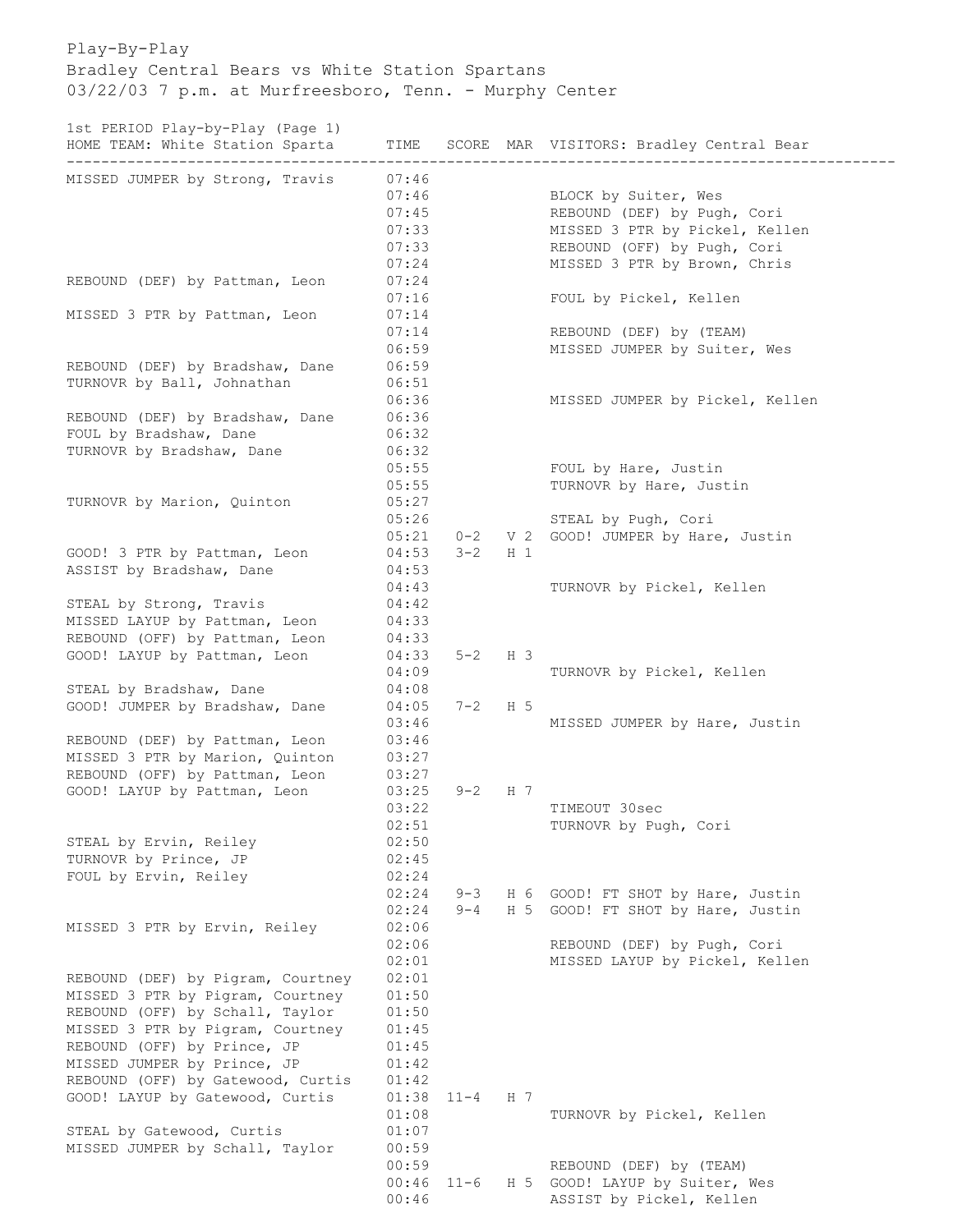Play-By-Play

Bradley Central Bears vs White Station Spartans

03/22/03 7 p.m. at Murfreesboro, Tenn. - Murphy Center

1st PERIOD Play-by-Play (Page 1)

| HOME TEAM: White Station Sparta | TIME | SCORE | MAR | VISITORS: Bradley Central Bear |
|---|---|---|---|---|
| MISSED JUMPER by Strong, Travis | 07:46 | | | |
| | 07:46 | | | BLOCK by Suiter, Wes |
| | 07:45 | | | REBOUND (DEF) by Pugh, Cori |
| | 07:33 | | | MISSED 3 PTR by Pickel, Kellen |
| | 07:33 | | | REBOUND (OFF) by Pugh, Cori |
| | 07:24 | | | MISSED 3 PTR by Brown, Chris |
| REBOUND (DEF) by Pattman, Leon | 07:24 | | | |
| | 07:16 | | | FOUL by Pickel, Kellen |
| MISSED 3 PTR by Pattman, Leon | 07:14 | | | |
| | 07:14 | | | REBOUND (DEF) by (TEAM) |
| | 06:59 | | | MISSED JUMPER by Suiter, Wes |
| REBOUND (DEF) by Bradshaw, Dane | 06:59 | | | |
| TURNOVR by Ball, Johnathan | 06:51 | | | |
| | 06:36 | | | MISSED JUMPER by Pickel, Kellen |
| REBOUND (DEF) by Bradshaw, Dane | 06:36 | | | |
| FOUL by Bradshaw, Dane | 06:32 | | | |
| TURNOVR by Bradshaw, Dane | 06:32 | | | |
| | 05:55 | | | FOUL by Hare, Justin |
| | 05:55 | | | TURNOVR by Hare, Justin |
| TURNOVR by Marion, Quinton | 05:27 | | | |
| | 05:26 | | | STEAL by Pugh, Cori |
| | 05:21 | 0-2 | V 2 | GOOD! JUMPER by Hare, Justin |
| GOOD! 3 PTR by Pattman, Leon | 04:53 | 3-2 | H 1 | |
| ASSIST by Bradshaw, Dane | 04:53 | | | |
| | 04:43 | | | TURNOVR by Pickel, Kellen |
| STEAL by Strong, Travis | 04:42 | | | |
| MISSED LAYUP by Pattman, Leon | 04:33 | | | |
| REBOUND (OFF) by Pattman, Leon | 04:33 | | | |
| GOOD! LAYUP by Pattman, Leon | 04:33 | 5-2 | H 3 | |
| | 04:09 | | | TURNOVR by Pickel, Kellen |
| STEAL by Bradshaw, Dane | 04:08 | | | |
| GOOD! JUMPER by Bradshaw, Dane | 04:05 | 7-2 | H 5 | |
| | 03:46 | | | MISSED JUMPER by Hare, Justin |
| REBOUND (DEF) by Pattman, Leon | 03:46 | | | |
| MISSED 3 PTR by Marion, Quinton | 03:27 | | | |
| REBOUND (OFF) by Pattman, Leon | 03:27 | | | |
| GOOD! LAYUP by Pattman, Leon | 03:25 | 9-2 | H 7 | |
| | 03:22 | | | TIMEOUT 30sec |
| | 02:51 | | | TURNOVR by Pugh, Cori |
| STEAL by Ervin, Reiley | 02:50 | | | |
| TURNOVR by Prince, JP | 02:45 | | | |
| FOUL by Ervin, Reiley | 02:24 | | | |
| | 02:24 | 9-3 | H 6 | GOOD! FT SHOT by Hare, Justin |
| | 02:24 | 9-4 | H 5 | GOOD! FT SHOT by Hare, Justin |
| MISSED 3 PTR by Ervin, Reiley | 02:06 | | | |
| | 02:06 | | | REBOUND (DEF) by Pugh, Cori |
| | 02:01 | | | MISSED LAYUP by Pickel, Kellen |
| REBOUND (DEF) by Pigram, Courtney | 02:01 | | | |
| MISSED 3 PTR by Pigram, Courtney | 01:50 | | | |
| REBOUND (OFF) by Schall, Taylor | 01:50 | | | |
| MISSED 3 PTR by Pigram, Courtney | 01:45 | | | |
| REBOUND (OFF) by Prince, JP | 01:45 | | | |
| MISSED JUMPER by Prince, JP | 01:42 | | | |
| REBOUND (OFF) by Gatewood, Curtis | 01:42 | | | |
| GOOD! LAYUP by Gatewood, Curtis | 01:38 | 11-4 | H 7 | |
| | 01:08 | | | TURNOVR by Pickel, Kellen |
| STEAL by Gatewood, Curtis | 01:07 | | | |
| MISSED JUMPER by Schall, Taylor | 00:59 | | | |
| | 00:59 | | | REBOUND (DEF) by (TEAM) |
| | 00:46 | 11-6 | H 5 | GOOD! LAYUP by Suiter, Wes |
| | 00:46 | | | ASSIST by Pickel, Kellen |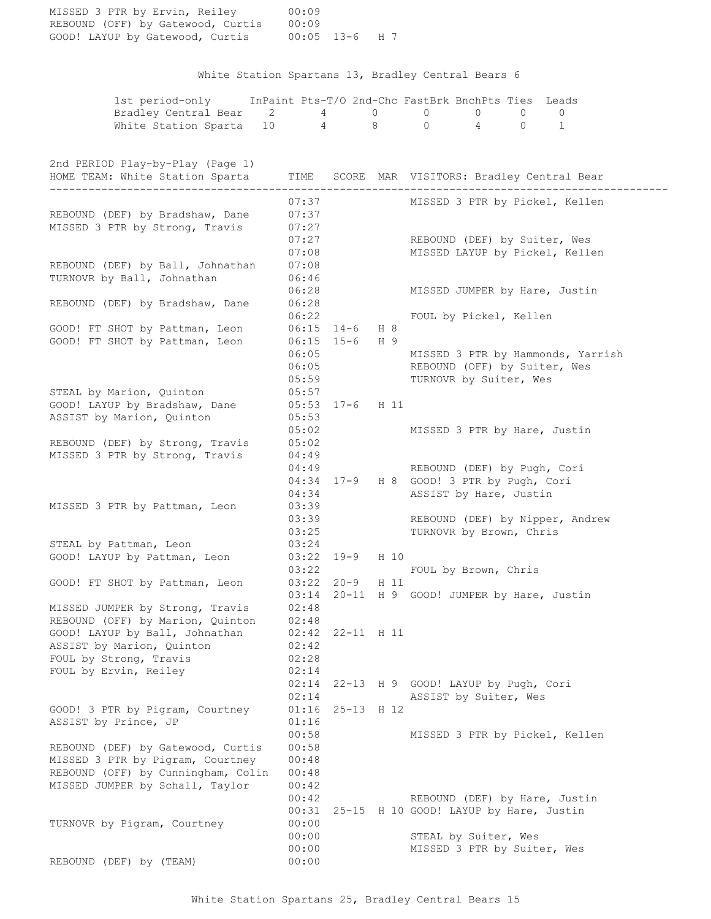| HOME TEAM | TIME | SCORE | MAR | VISITORS |
|---|---|---|---|---|
| MISSED 3 PTR by Ervin, Reiley | 00:09 | | | |
| REBOUND (OFF) by Gatewood, Curtis | 00:09 | | | |
| GOOD! LAYUP by Gatewood, Curtis | 00:05 | 13-6 | H 7 | |

White Station Spartans 13, Bradley Central Bears 6

| 1st period-only | InPaint | Pts-T/O | 2nd-Chc | FastBrk | BnchPts | Ties | Leads |
|---|---|---|---|---|---|---|---|
| Bradley Central Bear | 2 | 4 | 0 | 0 | 0 | 0 | 0 |
| White Station Sparta | 10 | 4 | 8 | 0 | 4 | 0 | 1 |

2nd PERIOD Play-by-Play (Page 1)

| HOME TEAM: White Station Sparta | TIME | SCORE | MAR | VISITORS: Bradley Central Bear |
|---|---|---|---|---|
| | 07:37 | | | MISSED 3 PTR by Pickel, Kellen |
| REBOUND (DEF) by Bradshaw, Dane | 07:37 | | | |
| MISSED 3 PTR by Strong, Travis | 07:27 | | | |
| | 07:27 | | | REBOUND (DEF) by Suiter, Wes |
| | 07:08 | | | MISSED LAYUP by Pickel, Kellen |
| REBOUND (DEF) by Ball, Johnathan | 07:08 | | | |
| TURNOVR by Ball, Johnathan | 06:46 | | | |
| | 06:28 | | | MISSED JUMPER by Hare, Justin |
| REBOUND (DEF) by Bradshaw, Dane | 06:28 | | | |
| | 06:22 | | | FOUL by Pickel, Kellen |
| GOOD! FT SHOT by Pattman, Leon | 06:15 | 14-6 | H 8 | |
| GOOD! FT SHOT by Pattman, Leon | 06:15 | 15-6 | H 9 | |
| | 06:05 | | | MISSED 3 PTR by Hammonds, Yarrish |
| | 06:05 | | | REBOUND (OFF) by Suiter, Wes |
| | 05:59 | | | TURNOVR by Suiter, Wes |
| STEAL by Marion, Quinton | 05:57 | | | |
| GOOD! LAYUP by Bradshaw, Dane | 05:53 | 17-6 | H 11 | |
| ASSIST by Marion, Quinton | 05:53 | | | |
| | 05:02 | | | MISSED 3 PTR by Hare, Justin |
| REBOUND (DEF) by Strong, Travis | 05:02 | | | |
| MISSED 3 PTR by Strong, Travis | 04:49 | | | |
| | 04:49 | | | REBOUND (DEF) by Pugh, Cori |
| | 04:34 | 17-9 | H 8 | GOOD! 3 PTR by Pugh, Cori |
| | 04:34 | | | ASSIST by Hare, Justin |
| MISSED 3 PTR by Pattman, Leon | 03:39 | | | |
| | 03:39 | | | REBOUND (DEF) by Nipper, Andrew |
| | 03:25 | | | TURNOVR by Brown, Chris |
| STEAL by Pattman, Leon | 03:24 | | | |
| GOOD! LAYUP by Pattman, Leon | 03:22 | 19-9 | H 10 | |
| | 03:22 | | | FOUL by Brown, Chris |
| GOOD! FT SHOT by Pattman, Leon | 03:22 | 20-9 | H 11 | |
| | 03:14 | 20-11 | H 9 | GOOD! JUMPER by Hare, Justin |
| MISSED JUMPER by Strong, Travis | 02:48 | | | |
| REBOUND (OFF) by Marion, Quinton | 02:48 | | | |
| GOOD! LAYUP by Ball, Johnathan | 02:42 | 22-11 | H 11 | |
| ASSIST by Marion, Quinton | 02:42 | | | |
| FOUL by Strong, Travis | 02:28 | | | |
| FOUL by Ervin, Reiley | 02:14 | | | |
| | 02:14 | 22-13 | H 9 | GOOD! LAYUP by Pugh, Cori |
| | 02:14 | | | ASSIST by Suiter, Wes |
| GOOD! 3 PTR by Pigram, Courtney | 01:16 | 25-13 | H 12 | |
| ASSIST by Prince, JP | 01:16 | | | |
| | 00:58 | | | MISSED 3 PTR by Pickel, Kellen |
| REBOUND (DEF) by Gatewood, Curtis | 00:58 | | | |
| MISSED 3 PTR by Pigram, Courtney | 00:48 | | | |
| REBOUND (OFF) by Cunningham, Colin | 00:48 | | | |
| MISSED JUMPER by Schall, Taylor | 00:42 | | | |
| | 00:42 | | | REBOUND (DEF) by Hare, Justin |
| | 00:31 | 25-15 | H 10 | GOOD! LAYUP by Hare, Justin |
| TURNOVR by Pigram, Courtney | 00:00 | | | |
| | 00:00 | | | STEAL by Suiter, Wes |
| | 00:00 | | | MISSED 3 PTR by Suiter, Wes |
| REBOUND (DEF) by (TEAM) | 00:00 | | | |

White Station Spartans 25, Bradley Central Bears 15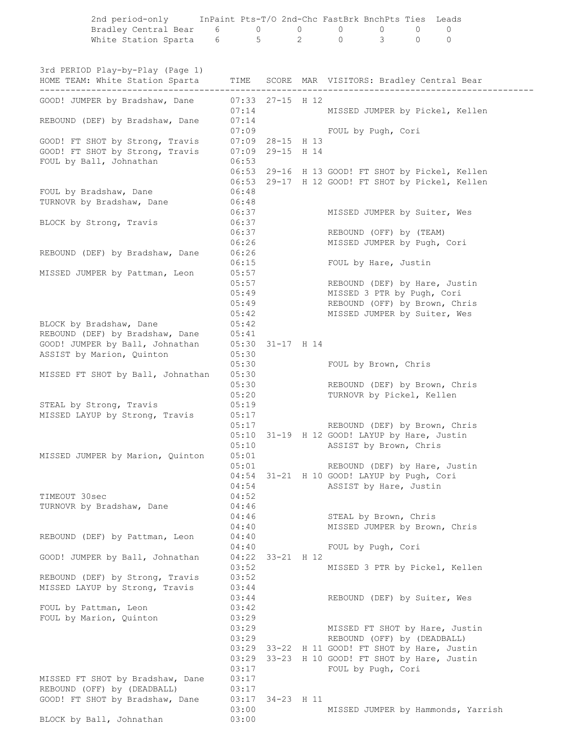| 2nd period-only | InPaint | Pts-T/O | 2nd-Chc | FastBrk | BnchPts | Ties | Leads |
|---|---|---|---|---|---|---|---|
| Bradley Central Bear | 6 | 0 | 0 | 0 | 0 | 0 | 0 |
| White Station Sparta | 6 | 5 | 2 | 0 | 3 | 0 | 0 |

## 3rd PERIOD Play-by-Play (Page 1)

| HOME TEAM: White Station Sparta | TIME | SCORE | MAR | VISITORS: Bradley Central Bear |
|---|---|---|---|---|
| GOOD! JUMPER by Bradshaw, Dane | 07:33 | 27-15 | H 12 | |
| | 07:14 | | | MISSED JUMPER by Pickel, Kellen |
| REBOUND (DEF) by Bradshaw, Dane | 07:14 | | | |
| | 07:09 | | | FOUL by Pugh, Cori |
| GOOD! FT SHOT by Strong, Travis | 07:09 | 28-15 | H 13 | |
| GOOD! FT SHOT by Strong, Travis | 07:09 | 29-15 | H 14 | |
| FOUL by Ball, Johnathan | 06:53 | | | |
| | 06:53 | 29-16 | H 13 | GOOD! FT SHOT by Pickel, Kellen |
| | 06:53 | 29-17 | H 12 | GOOD! FT SHOT by Pickel, Kellen |
| FOUL by Bradshaw, Dane | 06:48 | | | |
| TURNOVR by Bradshaw, Dane | 06:48 | | | |
| | 06:37 | | | MISSED JUMPER by Suiter, Wes |
| BLOCK by Strong, Travis | 06:37 | | | |
| | 06:37 | | | REBOUND (OFF) by (TEAM) |
| | 06:26 | | | MISSED JUMPER by Pugh, Cori |
| REBOUND (DEF) by Bradshaw, Dane | 06:26 | | | |
| | 06:15 | | | FOUL by Hare, Justin |
| MISSED JUMPER by Pattman, Leon | 05:57 | | | |
| | 05:57 | | | REBOUND (DEF) by Hare, Justin |
| | 05:49 | | | MISSED 3 PTR by Pugh, Cori |
| | 05:49 | | | REBOUND (OFF) by Brown, Chris |
| | 05:42 | | | MISSED JUMPER by Suiter, Wes |
| BLOCK by Bradshaw, Dane | 05:42 | | | |
| REBOUND (DEF) by Bradshaw, Dane | 05:41 | | | |
| GOOD! JUMPER by Ball, Johnathan | 05:30 | 31-17 | H 14 | |
| ASSIST by Marion, Quinton | 05:30 | | | |
| | 05:30 | | | FOUL by Brown, Chris |
| MISSED FT SHOT by Ball, Johnathan | 05:30 | | | |
| | 05:30 | | | REBOUND (DEF) by Brown, Chris |
| | 05:20 | | | TURNOVR by Pickel, Kellen |
| STEAL by Strong, Travis | 05:19 | | | |
| MISSED LAYUP by Strong, Travis | 05:17 | | | |
| | 05:17 | | | REBOUND (DEF) by Brown, Chris |
| | 05:10 | 31-19 | H 12 | GOOD! LAYUP by Hare, Justin |
| | 05:10 | | | ASSIST by Brown, Chris |
| MISSED JUMPER by Marion, Quinton | 05:01 | | | |
| | 05:01 | | | REBOUND (DEF) by Hare, Justin |
| | 04:54 | 31-21 | H 10 | GOOD! LAYUP by Pugh, Cori |
| | 04:54 | | | ASSIST by Hare, Justin |
| TIMEOUT 30sec | 04:52 | | | |
| TURNOVR by Bradshaw, Dane | 04:46 | | | |
| | 04:46 | | | STEAL by Brown, Chris |
| | 04:40 | | | MISSED JUMPER by Brown, Chris |
| REBOUND (DEF) by Pattman, Leon | 04:40 | | | |
| | 04:40 | | | FOUL by Pugh, Cori |
| GOOD! JUMPER by Ball, Johnathan | 04:22 | 33-21 | H 12 | |
| | 03:52 | | | MISSED 3 PTR by Pickel, Kellen |
| REBOUND (DEF) by Strong, Travis | 03:52 | | | |
| MISSED LAYUP by Strong, Travis | 03:44 | | | |
| | 03:44 | | | REBOUND (DEF) by Suiter, Wes |
| FOUL by Pattman, Leon | 03:42 | | | |
| FOUL by Marion, Quinton | 03:29 | | | |
| | 03:29 | | | MISSED FT SHOT by Hare, Justin |
| | 03:29 | | | REBOUND (OFF) by (DEADBALL) |
| | 03:29 | 33-22 | H 11 | GOOD! FT SHOT by Hare, Justin |
| | 03:29 | 33-23 | H 10 | GOOD! FT SHOT by Hare, Justin |
| | 03:17 | | | FOUL by Pugh, Cori |
| MISSED FT SHOT by Bradshaw, Dane | 03:17 | | | |
| REBOUND (OFF) by (DEADBALL) | 03:17 | | | |
| GOOD! FT SHOT by Bradshaw, Dane | 03:17 | 34-23 | H 11 | |
| | 03:00 | | | MISSED JUMPER by Hammonds, Yarrish |
| BLOCK by Ball, Johnathan | 03:00 | | | |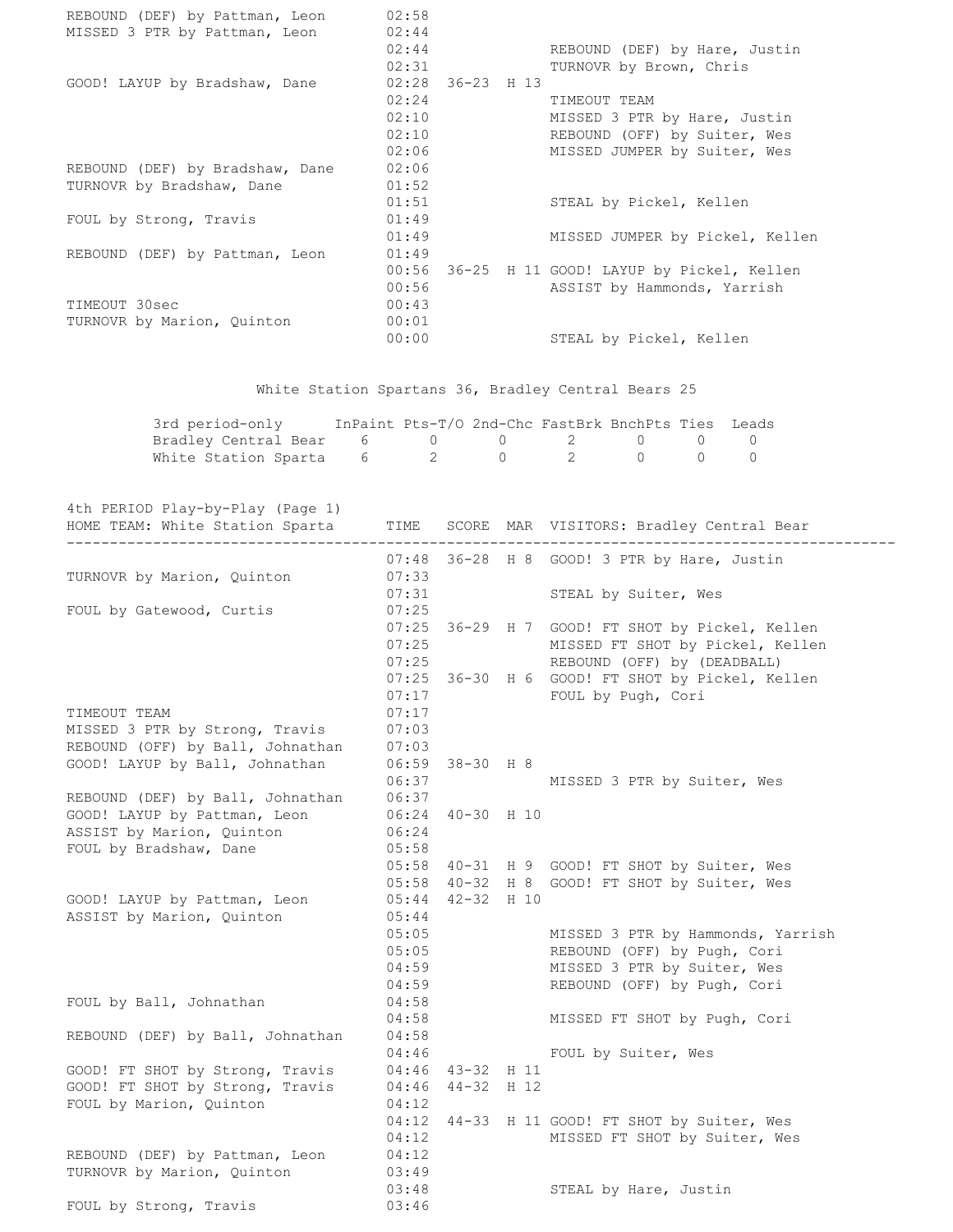| HOME | TIME | SCORE | MAR | VISITORS |
|---|---|---|---|---|
| REBOUND (DEF) by Pattman, Leon | 02:58 | | | |
| MISSED 3 PTR by Pattman, Leon | 02:44 | | | |
| | 02:44 | | | REBOUND (DEF) by Hare, Justin |
| | 02:31 | | | TURNOVR by Brown, Chris |
| GOOD! LAYUP by Bradshaw, Dane | 02:28 | 36-23 | H 13 | |
| | 02:24 | | | TIMEOUT TEAM |
| | 02:10 | | | MISSED 3 PTR by Hare, Justin |
| | 02:10 | | | REBOUND (OFF) by Suiter, Wes |
| | 02:06 | | | MISSED JUMPER by Suiter, Wes |
| REBOUND (DEF) by Bradshaw, Dane | 02:06 | | | |
| TURNOVR by Bradshaw, Dane | 01:52 | | | |
| | 01:51 | | | STEAL by Pickel, Kellen |
| FOUL by Strong, Travis | 01:49 | | | |
| | 01:49 | | | MISSED JUMPER by Pickel, Kellen |
| REBOUND (DEF) by Pattman, Leon | 01:49 | | | |
| | 00:56 | 36-25 | H 11 | GOOD! LAYUP by Pickel, Kellen |
| | 00:56 | | | ASSIST by Hammonds, Yarrish |
| TIMEOUT 30sec | 00:43 | | | |
| TURNOVR by Marion, Quinton | 00:01 | | | |
| | 00:00 | | | STEAL by Pickel, Kellen |

White Station Spartans 36, Bradley Central Bears 25

| 3rd period-only | InPaint | Pts-T/O | 2nd-Chc | FastBrk | BnchPts | Ties | Leads |
|---|---|---|---|---|---|---|---|
| Bradley Central Bear | 6 | 0 | 0 | 2 | 0 | 0 | 0 |
| White Station Sparta | 6 | 2 | 0 | 2 | 0 | 0 | 0 |

4th PERIOD Play-by-Play (Page 1)

| HOME TEAM: White Station Sparta | TIME | SCORE | MAR | VISITORS: Bradley Central Bear |
|---|---|---|---|---|
| | 07:48 | 36-28 | H 8 | GOOD! 3 PTR by Hare, Justin |
| TURNOVR by Marion, Quinton | 07:33 | | | |
| | 07:31 | | | STEAL by Suiter, Wes |
| FOUL by Gatewood, Curtis | 07:25 | | | |
| | 07:25 | 36-29 | H 7 | GOOD! FT SHOT by Pickel, Kellen |
| | 07:25 | | | MISSED FT SHOT by Pickel, Kellen |
| | 07:25 | | | REBOUND (OFF) by (DEADBALL) |
| | 07:25 | 36-30 | H 6 | GOOD! FT SHOT by Pickel, Kellen |
| | 07:17 | | | FOUL by Pugh, Cori |
| TIMEOUT TEAM | 07:17 | | | |
| MISSED 3 PTR by Strong, Travis | 07:03 | | | |
| REBOUND (OFF) by Ball, Johnathan | 07:03 | | | |
| GOOD! LAYUP by Ball, Johnathan | 06:59 | 38-30 | H 8 | |
| | 06:37 | | | MISSED 3 PTR by Suiter, Wes |
| REBOUND (DEF) by Ball, Johnathan | 06:37 | | | |
| GOOD! LAYUP by Pattman, Leon | 06:24 | 40-30 | H 10 | |
| ASSIST by Marion, Quinton | 06:24 | | | |
| FOUL by Bradshaw, Dane | 05:58 | | | |
| | 05:58 | 40-31 | H 9 | GOOD! FT SHOT by Suiter, Wes |
| | 05:58 | 40-32 | H 8 | GOOD! FT SHOT by Suiter, Wes |
| GOOD! LAYUP by Pattman, Leon | 05:44 | 42-32 | H 10 | |
| ASSIST by Marion, Quinton | 05:44 | | | |
| | 05:05 | | | MISSED 3 PTR by Hammonds, Yarrish |
| | 05:05 | | | REBOUND (OFF) by Pugh, Cori |
| | 04:59 | | | MISSED 3 PTR by Suiter, Wes |
| | 04:59 | | | REBOUND (OFF) by Pugh, Cori |
| FOUL by Ball, Johnathan | 04:58 | | | |
| | 04:58 | | | MISSED FT SHOT by Pugh, Cori |
| REBOUND (DEF) by Ball, Johnathan | 04:58 | | | |
| | 04:46 | | | FOUL by Suiter, Wes |
| GOOD! FT SHOT by Strong, Travis | 04:46 | 43-32 | H 11 | |
| GOOD! FT SHOT by Strong, Travis | 04:46 | 44-32 | H 12 | |
| FOUL by Marion, Quinton | 04:12 | | | |
| | 04:12 | 44-33 | H 11 | GOOD! FT SHOT by Suiter, Wes |
| | 04:12 | | | MISSED FT SHOT by Suiter, Wes |
| REBOUND (DEF) by Pattman, Leon | 04:12 | | | |
| TURNOVR by Marion, Quinton | 03:49 | | | |
| | 03:48 | | | STEAL by Hare, Justin |
| FOUL by Strong, Travis | 03:46 | | | |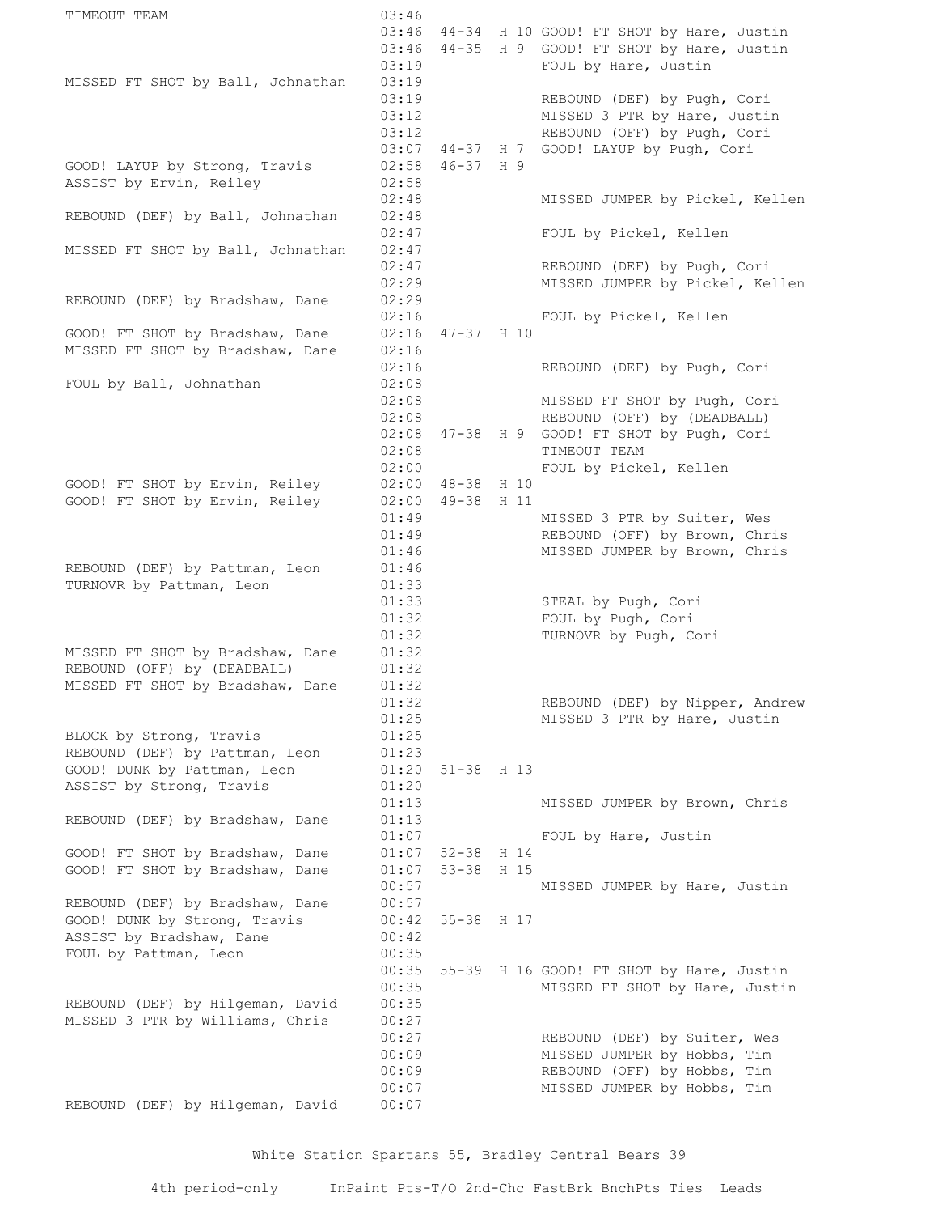| Home | Time | Score | Margin | Visitor |
|---|---|---|---|---|
| TIMEOUT TEAM | 03:46 | | | |
| | 03:46 | 44-34 | H 10 | GOOD! FT SHOT by Hare, Justin |
| | 03:46 | 44-35 | H 9 | GOOD! FT SHOT by Hare, Justin |
| | 03:19 | | | FOUL by Hare, Justin |
| MISSED FT SHOT by Ball, Johnathan | 03:19 | | | |
| | 03:19 | | | REBOUND (DEF) by Pugh, Cori |
| | 03:12 | | | MISSED 3 PTR by Hare, Justin |
| | 03:12 | | | REBOUND (OFF) by Pugh, Cori |
| | 03:07 | 44-37 | H 7 | GOOD! LAYUP by Pugh, Cori |
| GOOD! LAYUP by Strong, Travis | 02:58 | 46-37 | H 9 | |
| ASSIST by Ervin, Reiley | 02:58 | | | |
| | 02:48 | | | MISSED JUMPER by Pickel, Kellen |
| REBOUND (DEF) by Ball, Johnathan | 02:48 | | | |
| | 02:47 | | | FOUL by Pickel, Kellen |
| MISSED FT SHOT by Ball, Johnathan | 02:47 | | | |
| | 02:47 | | | REBOUND (DEF) by Pugh, Cori |
| | 02:29 | | | MISSED JUMPER by Pickel, Kellen |
| REBOUND (DEF) by Bradshaw, Dane | 02:29 | | | |
| | 02:16 | | | FOUL by Pickel, Kellen |
| GOOD! FT SHOT by Bradshaw, Dane | 02:16 | 47-37 | H 10 | |
| MISSED FT SHOT by Bradshaw, Dane | 02:16 | | | |
| | 02:16 | | | REBOUND (DEF) by Pugh, Cori |
| FOUL by Ball, Johnathan | 02:08 | | | |
| | 02:08 | | | MISSED FT SHOT by Pugh, Cori |
| | 02:08 | | | REBOUND (OFF) by (DEADBALL) |
| | 02:08 | 47-38 | H 9 | GOOD! FT SHOT by Pugh, Cori |
| | 02:08 | | | TIMEOUT TEAM |
| | 02:00 | | | FOUL by Pickel, Kellen |
| GOOD! FT SHOT by Ervin, Reiley | 02:00 | 48-38 | H 10 | |
| GOOD! FT SHOT by Ervin, Reiley | 02:00 | 49-38 | H 11 | |
| | 01:49 | | | MISSED 3 PTR by Suiter, Wes |
| | 01:49 | | | REBOUND (OFF) by Brown, Chris |
| | 01:46 | | | MISSED JUMPER by Brown, Chris |
| REBOUND (DEF) by Pattman, Leon | 01:46 | | | |
| TURNOVR by Pattman, Leon | 01:33 | | | |
| | 01:33 | | | STEAL by Pugh, Cori |
| | 01:32 | | | FOUL by Pugh, Cori |
| | 01:32 | | | TURNOVR by Pugh, Cori |
| MISSED FT SHOT by Bradshaw, Dane | 01:32 | | | |
| REBOUND (OFF) by (DEADBALL) | 01:32 | | | |
| MISSED FT SHOT by Bradshaw, Dane | 01:32 | | | |
| | 01:32 | | | REBOUND (DEF) by Nipper, Andrew |
| | 01:25 | | | MISSED 3 PTR by Hare, Justin |
| BLOCK by Strong, Travis | 01:25 | | | |
| REBOUND (DEF) by Pattman, Leon | 01:23 | | | |
| GOOD! DUNK by Pattman, Leon | 01:20 | 51-38 | H 13 | |
| ASSIST by Strong, Travis | 01:20 | | | |
| | 01:13 | | | MISSED JUMPER by Brown, Chris |
| REBOUND (DEF) by Bradshaw, Dane | 01:13 | | | |
| | 01:07 | | | FOUL by Hare, Justin |
| GOOD! FT SHOT by Bradshaw, Dane | 01:07 | 52-38 | H 14 | |
| GOOD! FT SHOT by Bradshaw, Dane | 01:07 | 53-38 | H 15 | |
| | 00:57 | | | MISSED JUMPER by Hare, Justin |
| REBOUND (DEF) by Bradshaw, Dane | 00:57 | | | |
| GOOD! DUNK by Strong, Travis | 00:42 | 55-38 | H 17 | |
| ASSIST by Bradshaw, Dane | 00:42 | | | |
| FOUL by Pattman, Leon | 00:35 | | | |
| | 00:35 | 55-39 | H 16 | GOOD! FT SHOT by Hare, Justin |
| | 00:35 | | | MISSED FT SHOT by Hare, Justin |
| REBOUND (DEF) by Hilgeman, David | 00:35 | | | |
| MISSED 3 PTR by Williams, Chris | 00:27 | | | |
| | 00:27 | | | REBOUND (DEF) by Suiter, Wes |
| | 00:09 | | | MISSED JUMPER by Hobbs, Tim |
| | 00:09 | | | REBOUND (OFF) by Hobbs, Tim |
| | 00:07 | | | MISSED JUMPER by Hobbs, Tim |
| REBOUND (DEF) by Hilgeman, David | 00:07 | | | |

White Station Spartans 55, Bradley Central Bears 39

4th period-only InPaint Pts-T/O 2nd-Chc FastBrk BnchPts Ties Leads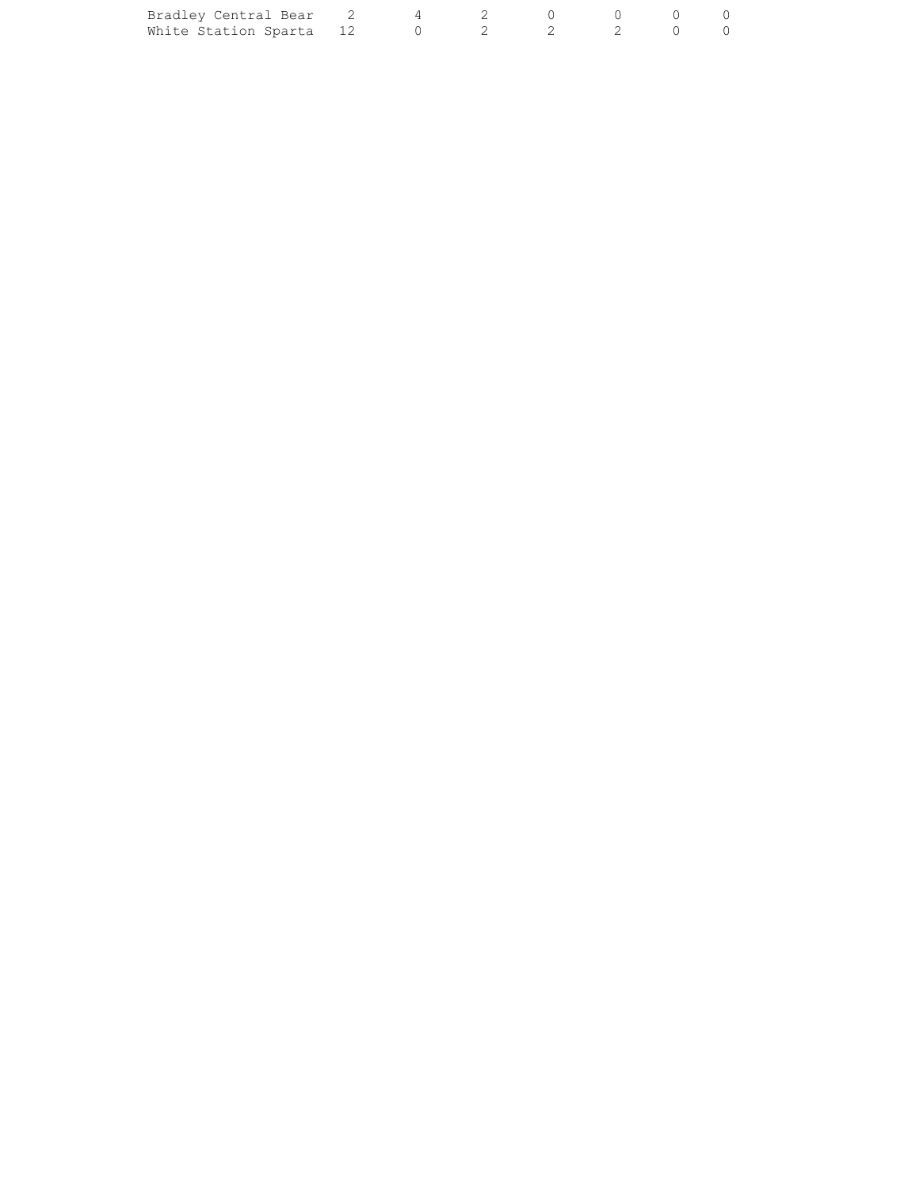| | | | | | | | |
|---|---|---|---|---|---|---|---|
| Bradley Central Bear | 2 | 4 | 2 | 0 | 0 | 0 | 0 |
| White Station Sparta | 12 | 0 | 2 | 2 | 2 | 0 | 0 |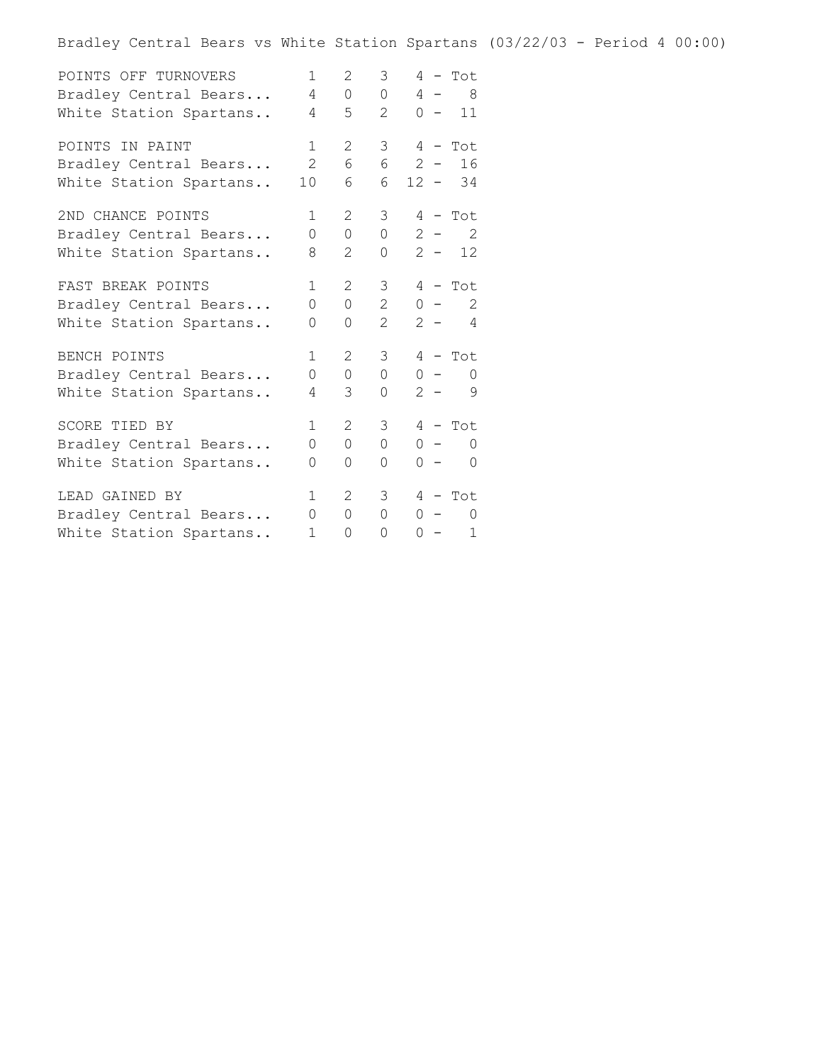Bradley Central Bears vs White Station Spartans (03/22/03 - Period 4 00:00)

| POINTS OFF TURNOVERS | 1 | 2 | 3 | 4 | Tot |
|---|---|---|---|---|---|
| Bradley Central Bears... | 4 | 0 | 0 | 4 | 8 |
| White Station Spartans.. | 4 | 5 | 2 | 0 | 11 |

| POINTS IN PAINT | 1 | 2 | 3 | 4 | Tot |
|---|---|---|---|---|---|
| Bradley Central Bears... | 2 | 6 | 6 | 2 | 16 |
| White Station Spartans.. | 10 | 6 | 6 | 12 | 34 |

| 2ND CHANCE POINTS | 1 | 2 | 3 | 4 | Tot |
|---|---|---|---|---|---|
| Bradley Central Bears... | 0 | 0 | 0 | 2 | 2 |
| White Station Spartans.. | 8 | 2 | 0 | 2 | 12 |

| FAST BREAK POINTS | 1 | 2 | 3 | 4 | Tot |
|---|---|---|---|---|---|
| Bradley Central Bears... | 0 | 0 | 2 | 0 | 2 |
| White Station Spartans.. | 0 | 0 | 2 | 2 | 4 |

| BENCH POINTS | 1 | 2 | 3 | 4 | Tot |
|---|---|---|---|---|---|
| Bradley Central Bears... | 0 | 0 | 0 | 0 | 0 |
| White Station Spartans.. | 4 | 3 | 0 | 2 | 9 |

| SCORE TIED BY | 1 | 2 | 3 | 4 | Tot |
|---|---|---|---|---|---|
| Bradley Central Bears... | 0 | 0 | 0 | 0 | 0 |
| White Station Spartans.. | 0 | 0 | 0 | 0 | 0 |

| LEAD GAINED BY | 1 | 2 | 3 | 4 | Tot |
|---|---|---|---|---|---|
| Bradley Central Bears... | 0 | 0 | 0 | 0 | 0 |
| White Station Spartans.. | 1 | 0 | 0 | 0 | 1 |